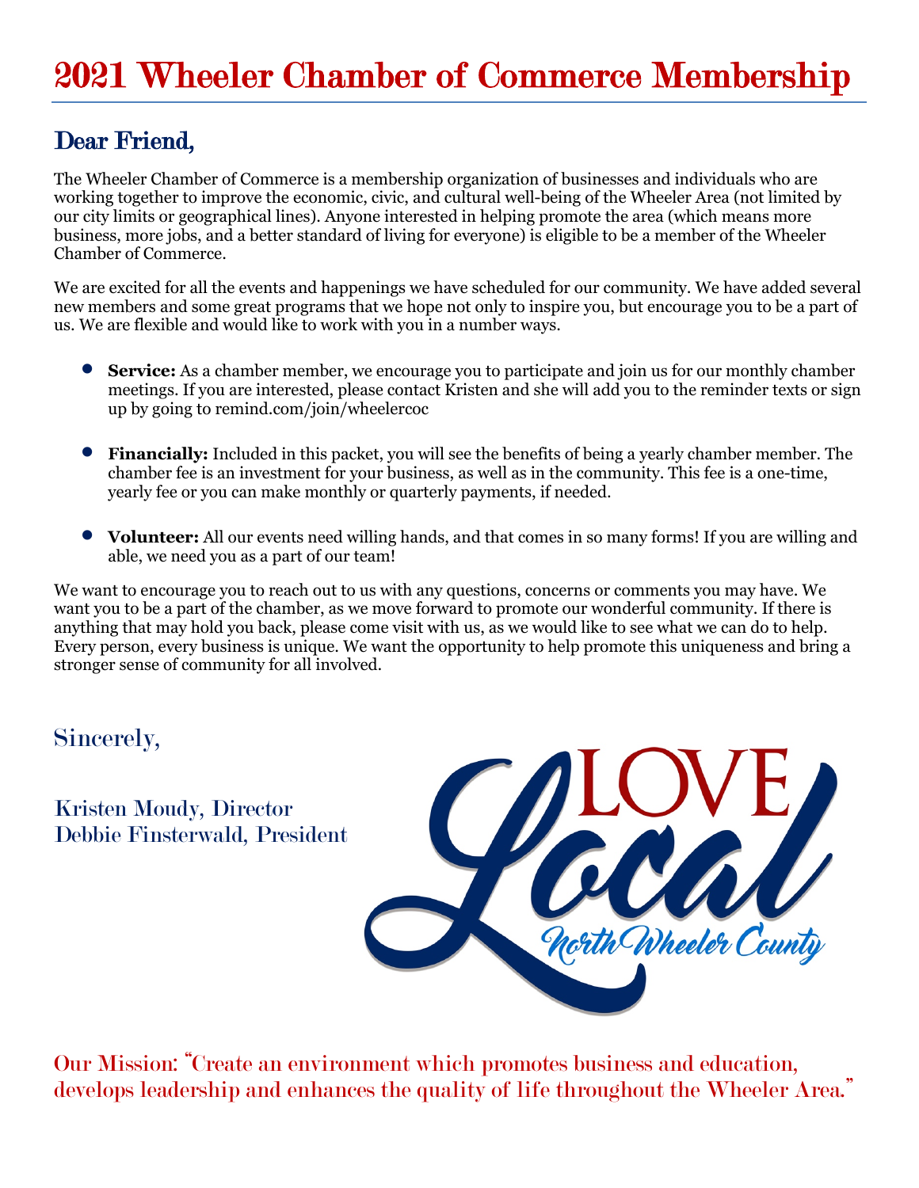# 2021 Wheeler Chamber of Commerce Membership

## Dear Friend,

The Wheeler Chamber of Commerce is a membership organization of businesses and individuals who are working together to improve the economic, civic, and cultural well-being of the Wheeler Area (not limited by our city limits or geographical lines). Anyone interested in helping promote the area (which means more business, more jobs, and a better standard of living for everyone) is eligible to be a member of the Wheeler Chamber of Commerce.

We are excited for all the events and happenings we have scheduled for our community. We have added several new members and some great programs that we hope not only to inspire you, but encourage you to be a part of us. We are flexible and would like to work with you in a number ways.

- **Service:** As a chamber member, we encourage you to participate and join us for our monthly chamber meetings. If you are interested, please contact Kristen and she will add you to the reminder texts or sign up by going to remind.com/join/wheelercoc
- **Financially:** Included in this packet, you will see the benefits of being a yearly chamber member. The chamber fee is an investment for your business, as well as in the community. This fee is a one-time, yearly fee or you can make monthly or quarterly payments, if needed.
- **Volunteer:** All our events need willing hands, and that comes in so many forms! If you are willing and able, we need you as a part of our team!

We want to encourage you to reach out to us with any questions, concerns or comments you may have. We want you to be a part of the chamber, as we move forward to promote our wonderful community. If there is anything that may hold you back, please come visit with us, as we would like to see what we can do to help. Every person, every business is unique. We want the opportunity to help promote this uniqueness and bring a stronger sense of community for all involved.

Sincerely,

Kristen Moudy, Director
Debbie Finsterwald, President

LOVE Local
North Wheeler County

Our Mission: "Create an environment which promotes business and education, develops leadership and enhances the quality of life throughout the Wheeler Area."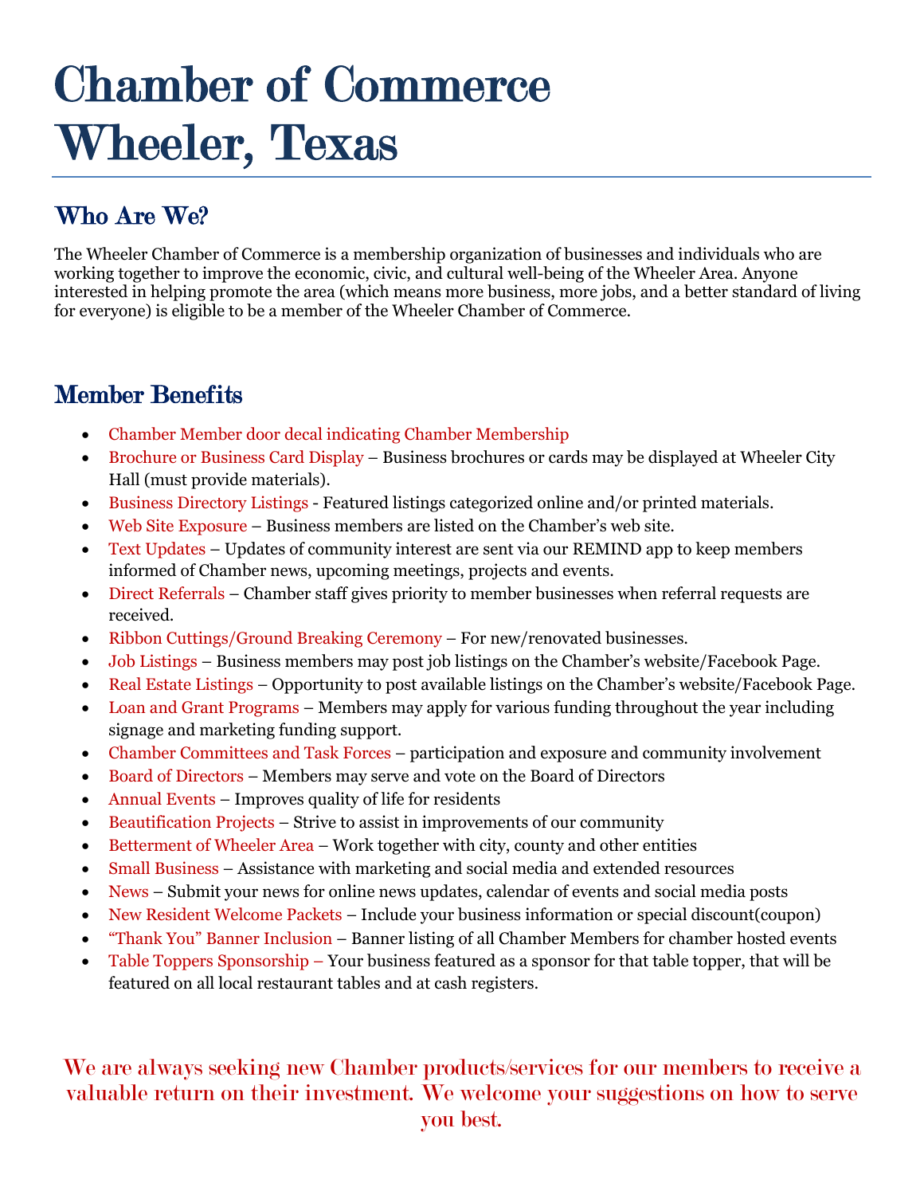# Chamber of Commerce Wheeler, Texas

## Who Are We?

The Wheeler Chamber of Commerce is a membership organization of businesses and individuals who are working together to improve the economic, civic, and cultural well-being of the Wheeler Area. Anyone interested in helping promote the area (which means more business, more jobs, and a better standard of living for everyone) is eligible to be a member of the Wheeler Chamber of Commerce.

## Member Benefits

- Chamber Member door decal indicating Chamber Membership
- Brochure or Business Card Display – Business brochures or cards may be displayed at Wheeler City Hall (must provide materials).
- Business Directory Listings - Featured listings categorized online and/or printed materials.
- Web Site Exposure – Business members are listed on the Chamber's web site.
- Text Updates – Updates of community interest are sent via our REMIND app to keep members informed of Chamber news, upcoming meetings, projects and events.
- Direct Referrals – Chamber staff gives priority to member businesses when referral requests are received.
- Ribbon Cuttings/Ground Breaking Ceremony – For new/renovated businesses.
- Job Listings – Business members may post job listings on the Chamber's website/Facebook Page.
- Real Estate Listings – Opportunity to post available listings on the Chamber's website/Facebook Page.
- Loan and Grant Programs – Members may apply for various funding throughout the year including signage and marketing funding support.
- Chamber Committees and Task Forces – participation and exposure and community involvement
- Board of Directors – Members may serve and vote on the Board of Directors
- Annual Events – Improves quality of life for residents
- Beautification Projects – Strive to assist in improvements of our community
- Betterment of Wheeler Area – Work together with city, county and other entities
- Small Business – Assistance with marketing and social media and extended resources
- News – Submit your news for online news updates, calendar of events and social media posts
- New Resident Welcome Packets – Include your business information or special discount(coupon)
- "Thank You" Banner Inclusion – Banner listing of all Chamber Members for chamber hosted events
- Table Toppers Sponsorship – Your business featured as a sponsor for that table topper, that will be featured on all local restaurant tables and at cash registers.

We are always seeking new Chamber products/services for our members to receive a valuable return on their investment. We welcome your suggestions on how to serve you best.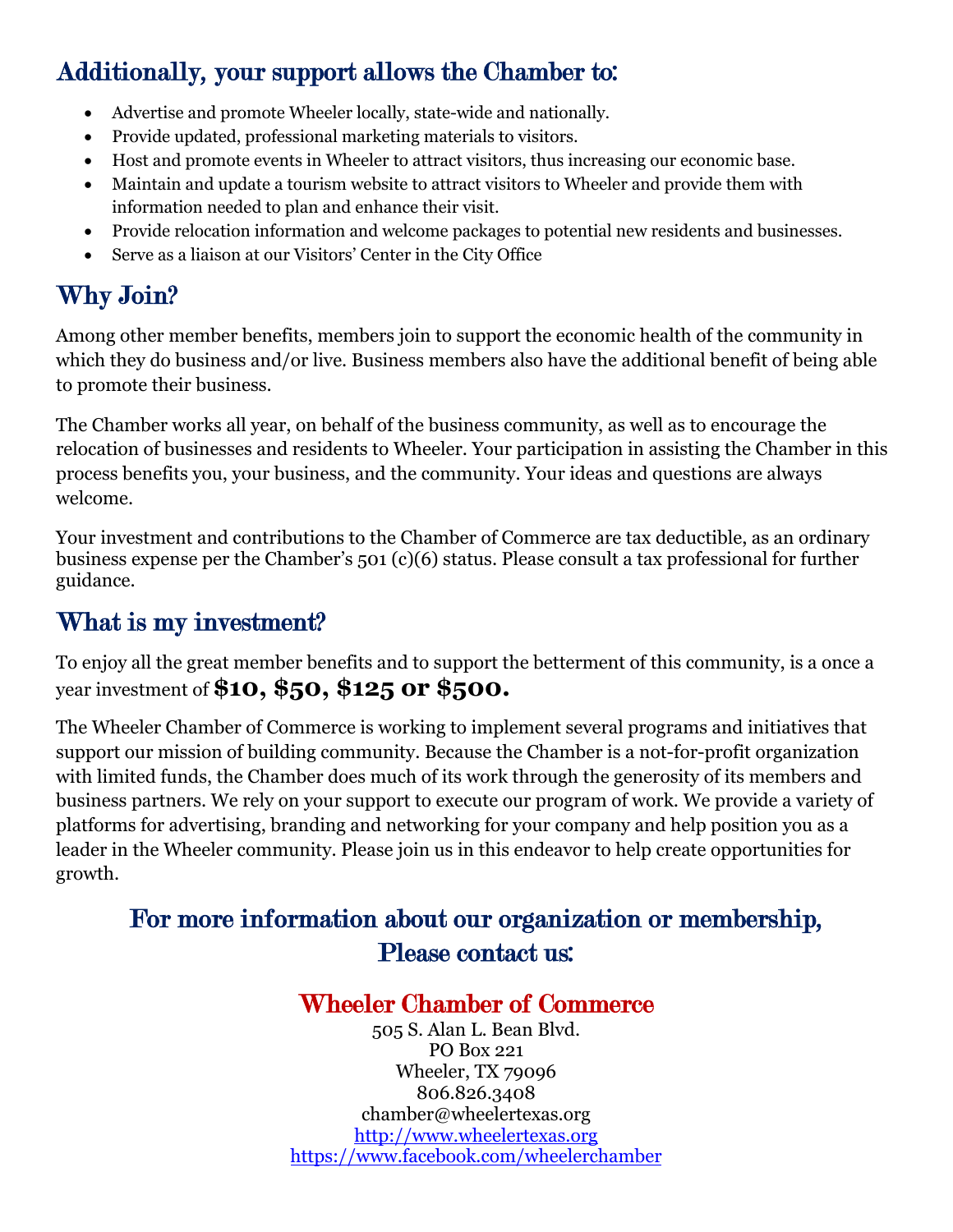## Additionally, your support allows the Chamber to:

- Advertise and promote Wheeler locally, state-wide and nationally.
- Provide updated, professional marketing materials to visitors.
- Host and promote events in Wheeler to attract visitors, thus increasing our economic base.
- Maintain and update a tourism website to attract visitors to Wheeler and provide them with information needed to plan and enhance their visit.
- Provide relocation information and welcome packages to potential new residents and businesses.
- Serve as a liaison at our Visitors' Center in the City Office

## Why Join?

Among other member benefits, members join to support the economic health of the community in which they do business and/or live. Business members also have the additional benefit of being able to promote their business.

The Chamber works all year, on behalf of the business community, as well as to encourage the relocation of businesses and residents to Wheeler. Your participation in assisting the Chamber in this process benefits you, your business, and the community. Your ideas and questions are always welcome.

Your investment and contributions to the Chamber of Commerce are tax deductible, as an ordinary business expense per the Chamber's 501 (c)(6) status. Please consult a tax professional for further guidance.

## What is my investment?

To enjoy all the great member benefits and to support the betterment of this community, is a once a year investment of **$10, $50, $125 or $500.**

The Wheeler Chamber of Commerce is working to implement several programs and initiatives that support our mission of building community. Because the Chamber is a not-for-profit organization with limited funds, the Chamber does much of its work through the generosity of its members and business partners. We rely on your support to execute our program of work. We provide a variety of platforms for advertising, branding and networking for your company and help position you as a leader in the Wheeler community. Please join us in this endeavor to help create opportunities for growth.

## For more information about our organization or membership, Please contact us:

### Wheeler Chamber of Commerce

505 S. Alan L. Bean Blvd.
PO Box 221
Wheeler, TX 79096
806.826.3408
chamber@wheelertexas.org
http://www.wheelertexas.org
https://www.facebook.com/wheelerchamber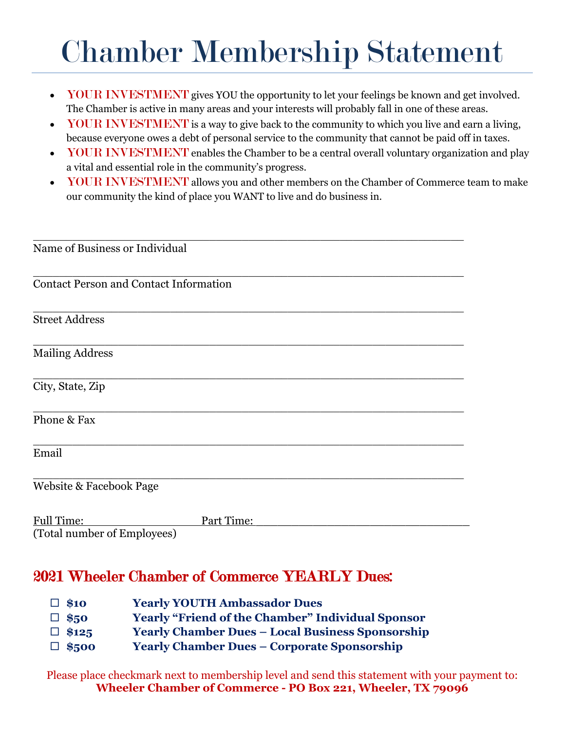# Chamber Membership Statement

- **YOUR INVESTMENT** gives YOU the opportunity to let your feelings be known and get involved. The Chamber is active in many areas and your interests will probably fall in one of these areas.
- **YOUR INVESTMENT** is a way to give back to the community to which you live and earn a living, because everyone owes a debt of personal service to the community that cannot be paid off in taxes.
- **YOUR INVESTMENT** enables the Chamber to be a central overall voluntary organization and play a vital and essential role in the community's progress.
- **YOUR INVESTMENT** allows you and other members on the Chamber of Commerce team to make our community the kind of place you WANT to live and do business in.

\_\_\_\_\_\_\_\_\_\_\_\_\_\_\_\_\_\_\_\_\_\_\_\_\_\_\_\_\_\_\_\_\_\_\_\_\_\_\_\_\_\_\_\_\_\_\_\_\_\_\_\_\_\_\_\_\_\_

Name of Business or Individual

\_\_\_\_\_\_\_\_\_\_\_\_\_\_\_\_\_\_\_\_\_\_\_\_\_\_\_\_\_\_\_\_\_\_\_\_\_\_\_\_\_\_\_\_\_\_\_\_\_\_\_\_\_\_\_\_\_\_

Contact Person and Contact Information

\_\_\_\_\_\_\_\_\_\_\_\_\_\_\_\_\_\_\_\_\_\_\_\_\_\_\_\_\_\_\_\_\_\_\_\_\_\_\_\_\_\_\_\_\_\_\_\_\_\_\_\_\_\_\_\_\_\_

Street Address

\_\_\_\_\_\_\_\_\_\_\_\_\_\_\_\_\_\_\_\_\_\_\_\_\_\_\_\_\_\_\_\_\_\_\_\_\_\_\_\_\_\_\_\_\_\_\_\_\_\_\_\_\_\_\_\_\_\_

Mailing Address

\_\_\_\_\_\_\_\_\_\_\_\_\_\_\_\_\_\_\_\_\_\_\_\_\_\_\_\_\_\_\_\_\_\_\_\_\_\_\_\_\_\_\_\_\_\_\_\_\_\_\_\_\_\_\_\_\_\_

City, State, Zip

\_\_\_\_\_\_\_\_\_\_\_\_\_\_\_\_\_\_\_\_\_\_\_\_\_\_\_\_\_\_\_\_\_\_\_\_\_\_\_\_\_\_\_\_\_\_\_\_\_\_\_\_\_\_\_\_\_\_

Phone & Fax

\_\_\_\_\_\_\_\_\_\_\_\_\_\_\_\_\_\_\_\_\_\_\_\_\_\_\_\_\_\_\_\_\_\_\_\_\_\_\_\_\_\_\_\_\_\_\_\_\_\_\_\_\_\_\_\_\_\_

Email

\_\_\_\_\_\_\_\_\_\_\_\_\_\_\_\_\_\_\_\_\_\_\_\_\_\_\_\_\_\_\_\_\_\_\_\_\_\_\_\_\_\_\_\_\_\_\_\_\_\_\_\_\_\_\_\_\_\_

Website & Facebook Page

Full Time:\_\_\_\_\_\_\_\_\_\_\_\_\_\_\_\_ Part Time:\_\_\_\_\_\_\_\_\_\_\_\_\_\_\_\_\_\_\_\_\_\_\_\_\_\_\_\_\_\_

(Total number of Employees)

## 2021 Wheeler Chamber of Commerce YEARLY Dues:

- ☐ **$10** **Yearly YOUTH Ambassador Dues**
- ☐ **$50** **Yearly "Friend of the Chamber" Individual Sponsor**
- ☐ **$125** **Yearly Chamber Dues – Local Business Sponsorship**
- ☐ **$500** **Yearly Chamber Dues – Corporate Sponsorship**

Please place checkmark next to membership level and send this statement with your payment to:
**Wheeler Chamber of Commerce - PO Box 221, Wheeler, TX 79096**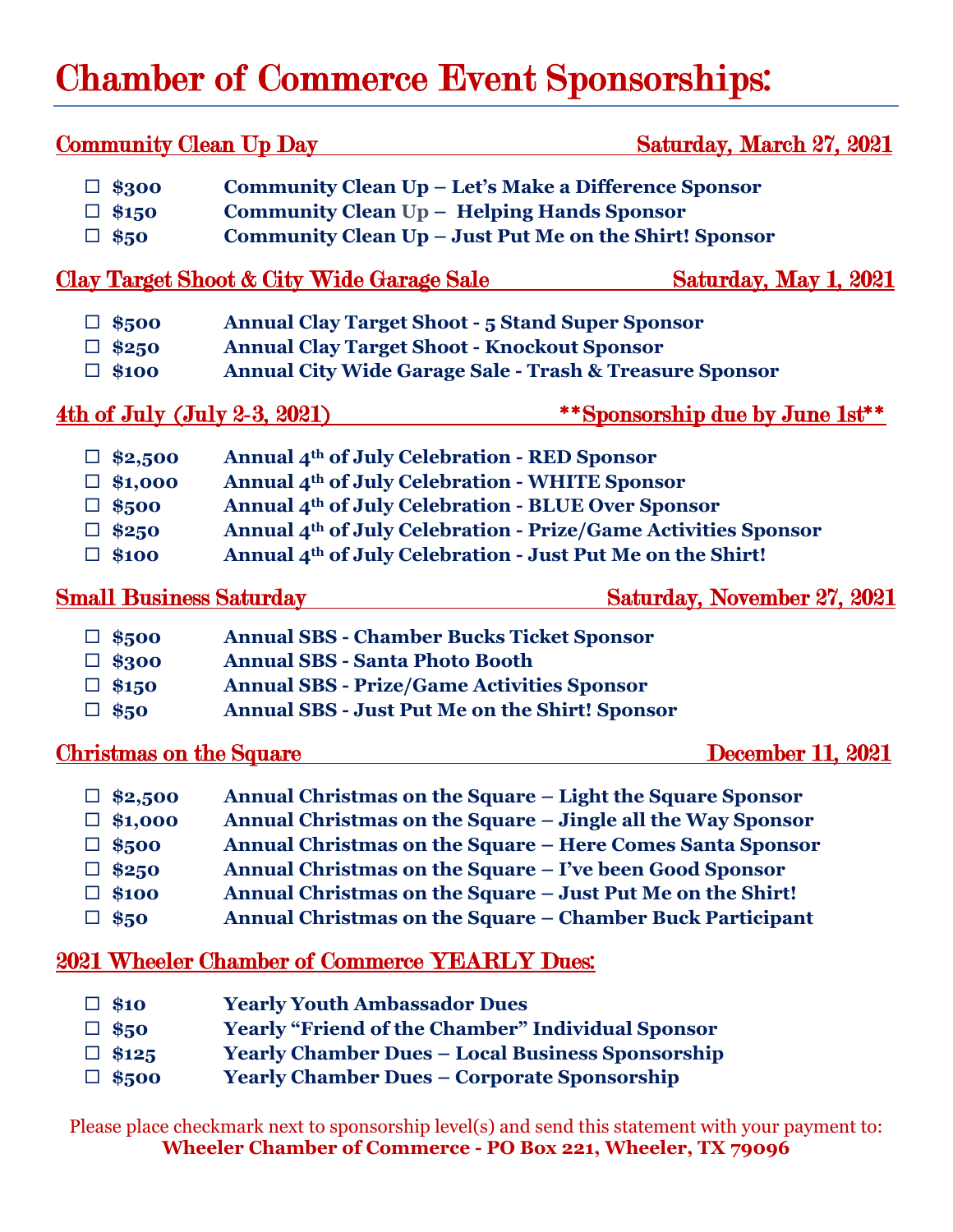# Chamber of Commerce Event Sponsorships:

## Community Clean Up Day — Saturday, March 27, 2021

- ☐ **$300** **Community Clean Up – Let's Make a Difference Sponsor**
- ☐ **$150** **Community Clean Up – Helping Hands Sponsor**
- ☐ **$50** **Community Clean Up – Just Put Me on the Shirt! Sponsor**

## Clay Target Shoot & City Wide Garage Sale — Saturday, May 1, 2021

- ☐ **$500** **Annual Clay Target Shoot - 5 Stand Super Sponsor**
- ☐ **$250** **Annual Clay Target Shoot - Knockout Sponsor**
- ☐ **$100** **Annual City Wide Garage Sale - Trash & Treasure Sponsor**

## 4th of July (July 2-3, 2021) — \*\*Sponsorship due by June 1st\*\*

- ☐ **$2,500** **Annual 4th of July Celebration - RED Sponsor**
- ☐ **$1,000** **Annual 4th of July Celebration - WHITE Sponsor**
- ☐ **$500** **Annual 4th of July Celebration - BLUE Over Sponsor**
- ☐ **$250** **Annual 4th of July Celebration - Prize/Game Activities Sponsor**
- ☐ **$100** **Annual 4th of July Celebration - Just Put Me on the Shirt!**

## Small Business Saturday — Saturday, November 27, 2021

- ☐ **$500** **Annual SBS - Chamber Bucks Ticket Sponsor**
- ☐ **$300** **Annual SBS - Santa Photo Booth**
- ☐ **$150** **Annual SBS - Prize/Game Activities Sponsor**
- ☐ **$50** **Annual SBS - Just Put Me on the Shirt! Sponsor**

## Christmas on the Square — December 11, 2021

- ☐ **$2,500** **Annual Christmas on the Square – Light the Square Sponsor**
- ☐ **$1,000** **Annual Christmas on the Square – Jingle all the Way Sponsor**
- ☐ **$500** **Annual Christmas on the Square – Here Comes Santa Sponsor**
- ☐ **$250** **Annual Christmas on the Square – I've been Good Sponsor**
- ☐ **$100** **Annual Christmas on the Square – Just Put Me on the Shirt!**
- ☐ **$50** **Annual Christmas on the Square – Chamber Buck Participant**

## 2021 Wheeler Chamber of Commerce YEARLY Dues:

- ☐ **$10** **Yearly Youth Ambassador Dues**
- ☐ **$50** **Yearly "Friend of the Chamber" Individual Sponsor**
- ☐ **$125** **Yearly Chamber Dues – Local Business Sponsorship**
- ☐ **$500** **Yearly Chamber Dues – Corporate Sponsorship**

Please place checkmark next to sponsorship level(s) and send this statement with your payment to:
**Wheeler Chamber of Commerce - PO Box 221, Wheeler, TX 79096**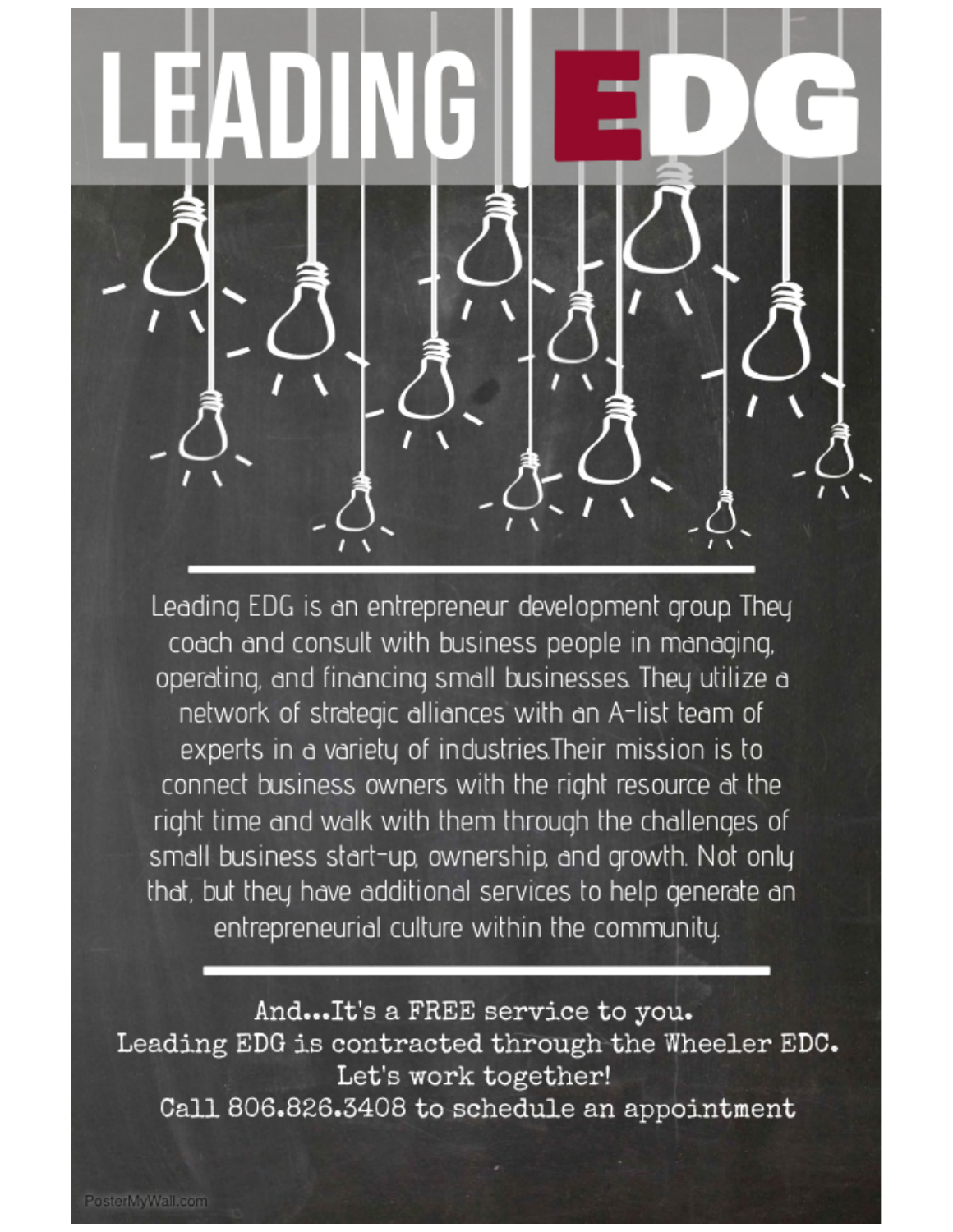# LEADING EDG

Leading EDG is an entrepreneur development group They coach and consult with business people in managing, operating, and financing small businesses. They utilize a network of strategic alliances with an A-list team of experts in a variety of industries.Their mission is to connect business owners with the right resource at the right time and walk with them through the challenges of small business start-up, ownership, and growth. Not only that, but they have additional services to help generate an entrepreneurial culture within the community.

And...It's a FREE service to you.
Leading EDG is contracted through the Wheeler EDC.
Let's work together!
Call 806.826.3408 to schedule an appointment